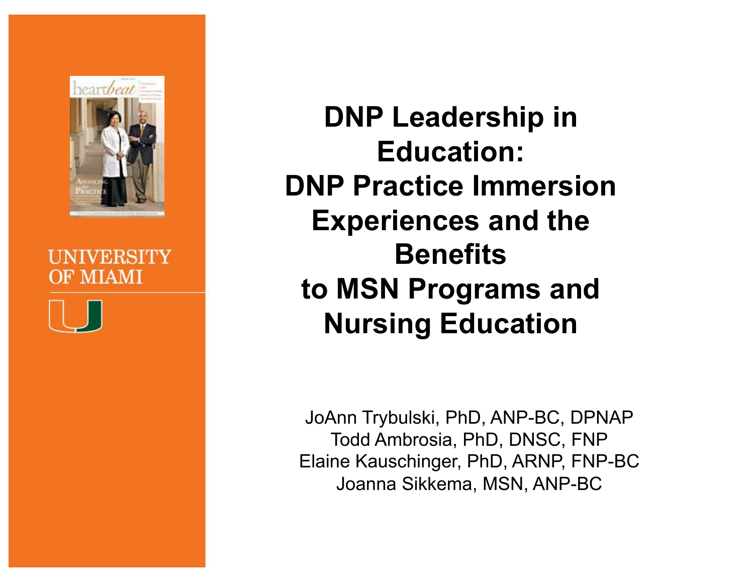# DNP Leadership in Education: DNP Practice Immersion Experiences and the Benefits to MSN Programs and Nursing Education

JoAnn Trybulski, PhD, ANP-BC, DPNAP
Todd Ambrosia, PhD, DNSC, FNP
Elaine Kauschinger, PhD, ARNP, FNP-BC
Joanna Sikkema, MSN, ANP-BC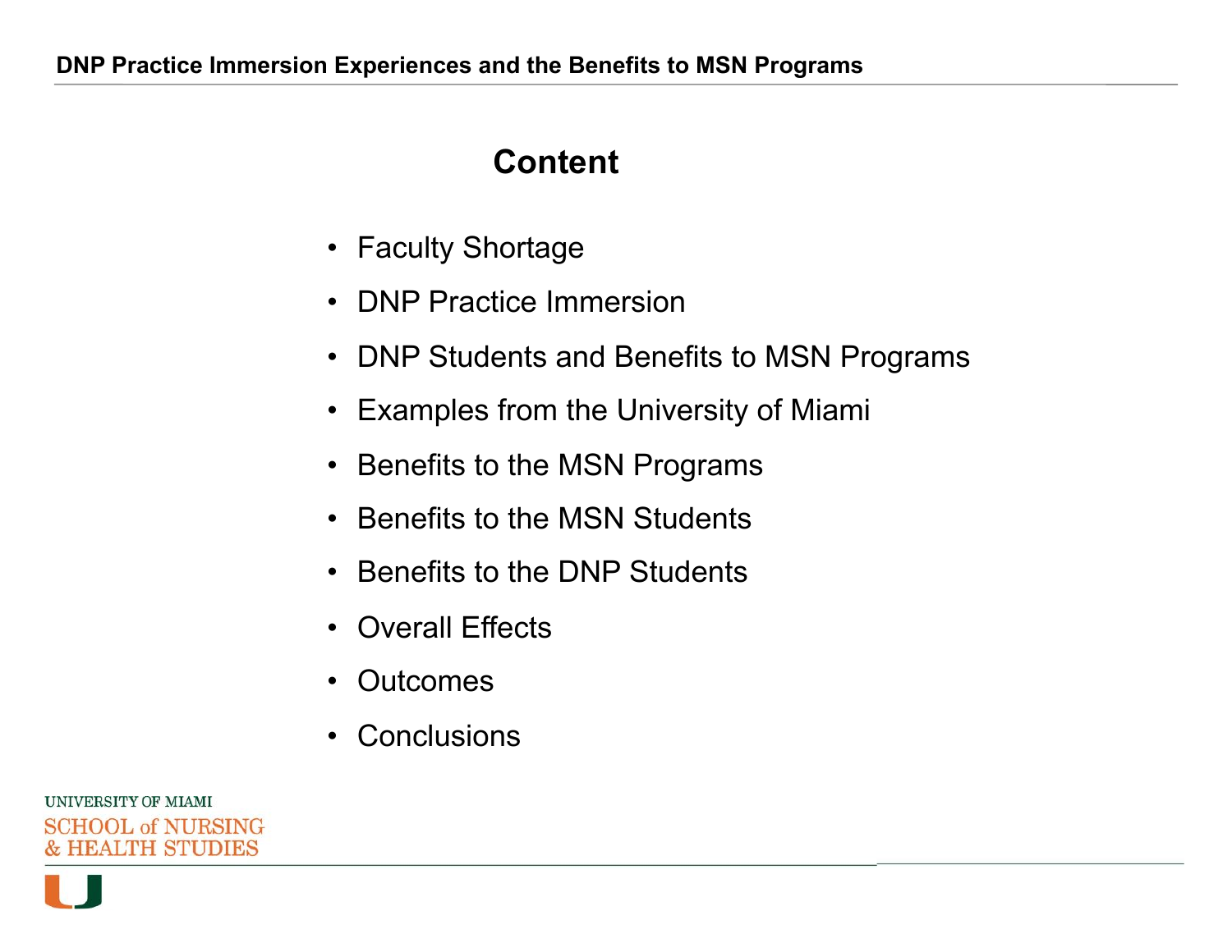# Content

- Faculty Shortage
- DNP Practice Immersion
- DNP Students and Benefits to MSN Programs
- Examples from the University of Miami
- Benefits to the MSN Programs
- Benefits to the MSN Students
- Benefits to the DNP Students
- Overall Effects
- Outcomes
- Conclusions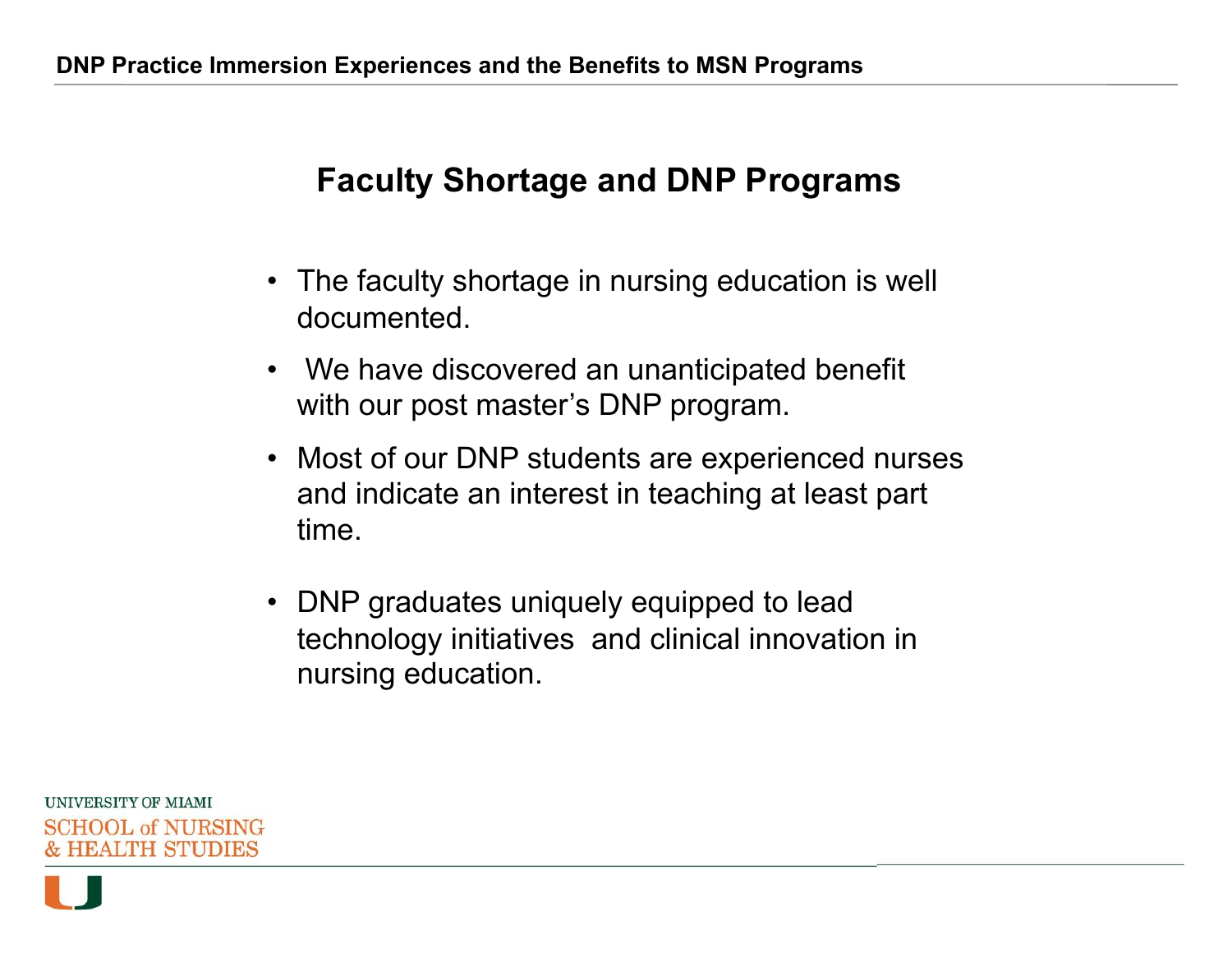## Faculty Shortage and DNP Programs

- The faculty shortage in nursing education is well documented.
- We have discovered an unanticipated benefit with our post master's DNP program.
- Most of our DNP students are experienced nurses and indicate an interest in teaching at least part time.
- DNP graduates uniquely equipped to lead technology initiatives and clinical innovation in nursing education.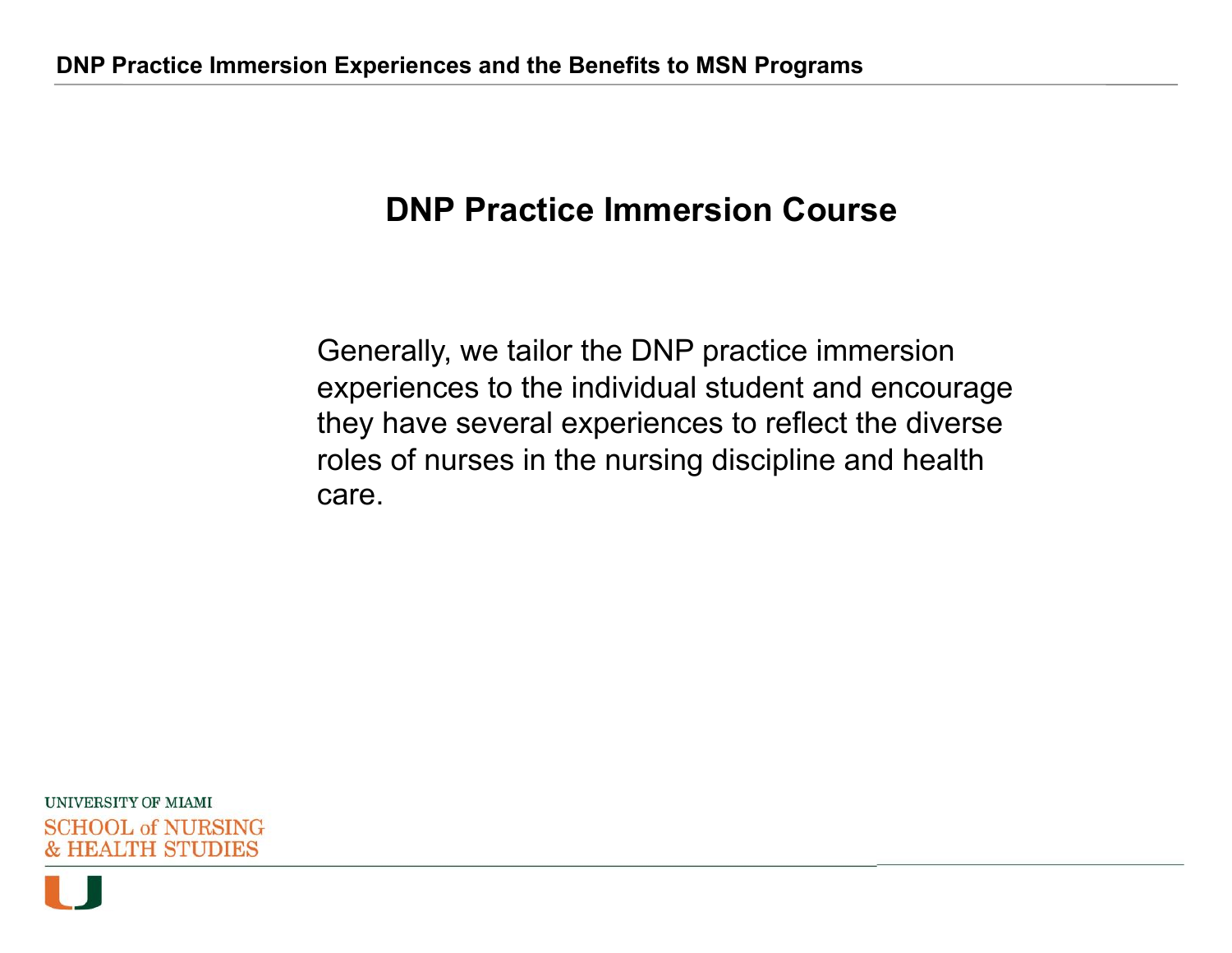## DNP Practice Immersion Course

Generally, we tailor the DNP practice immersion experiences to the individual student and encourage they have several experiences to reflect the diverse roles of nurses in the nursing discipline and health care.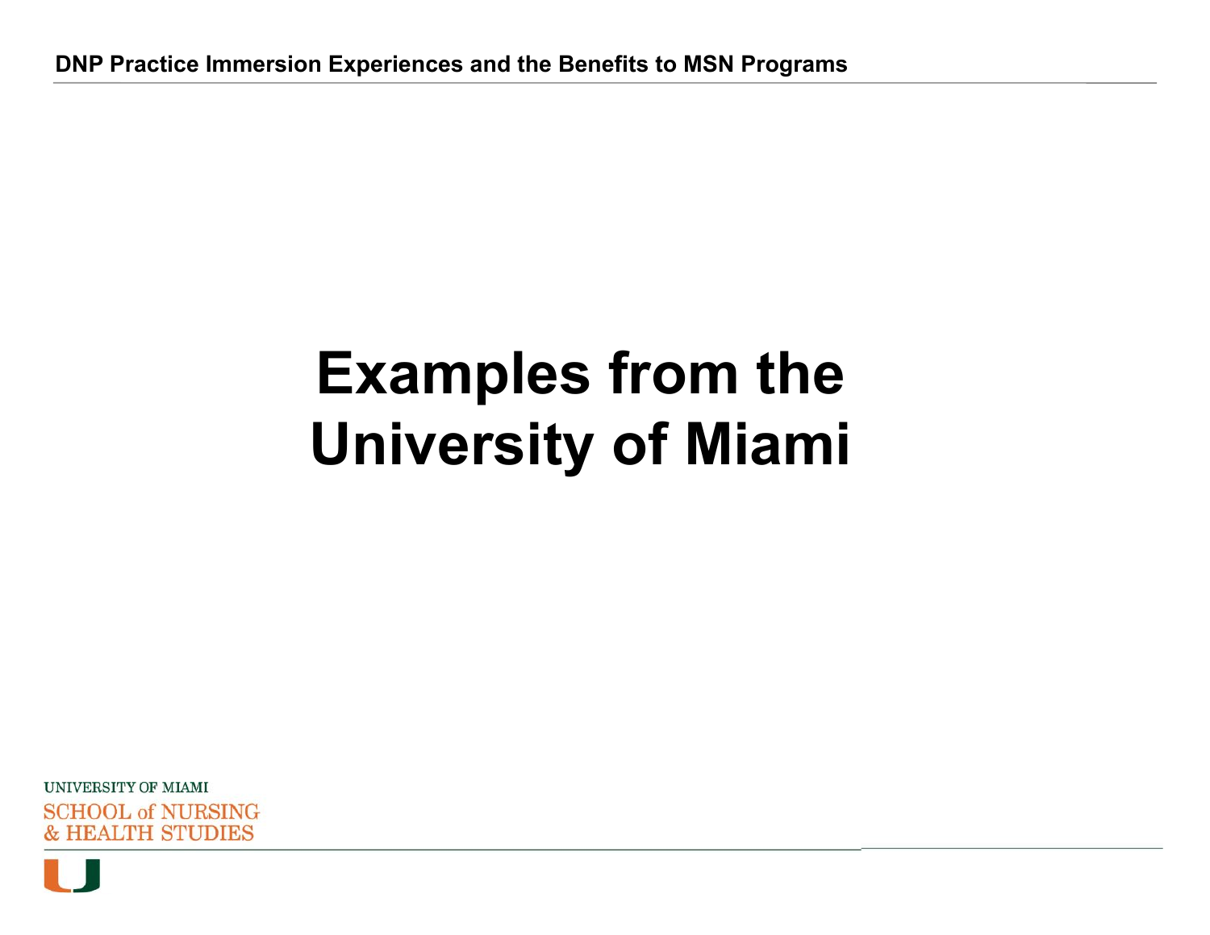# Examples from the University of Miami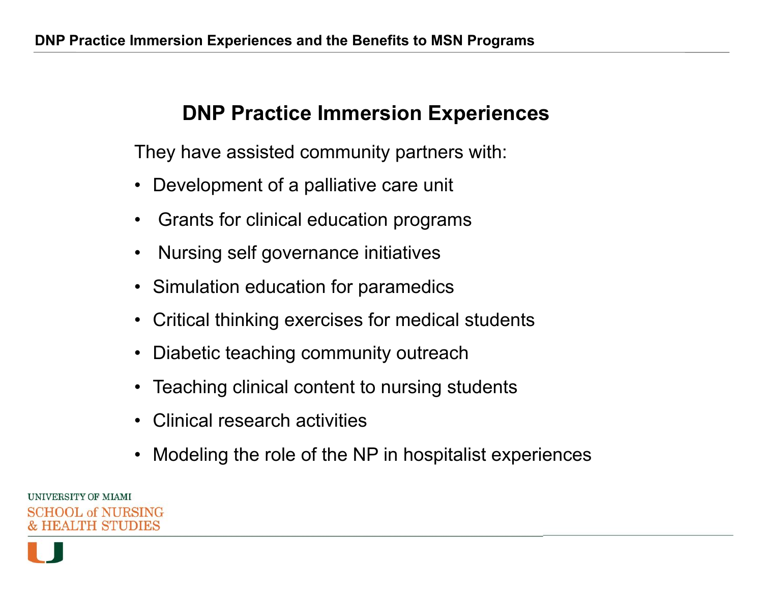## DNP Practice Immersion Experiences

They have assisted community partners with:

- Development of a palliative care unit
- Grants for clinical education programs
- Nursing self governance initiatives
- Simulation education for paramedics
- Critical thinking exercises for medical students
- Diabetic teaching community outreach
- Teaching clinical content to nursing students
- Clinical research activities
- Modeling the role of the NP in hospitalist experiences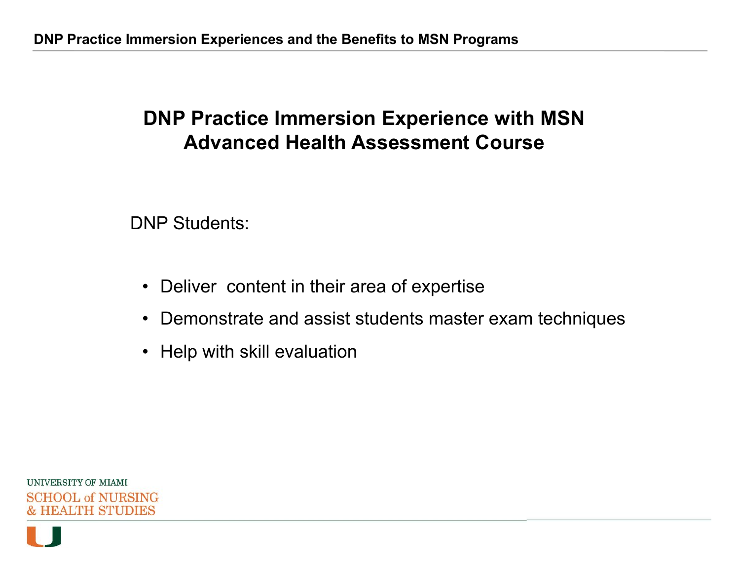# DNP Practice Immersion Experience with MSN Advanced Health Assessment Course

DNP Students:

- Deliver content in their area of expertise
- Demonstrate and assist students master exam techniques
- Help with skill evaluation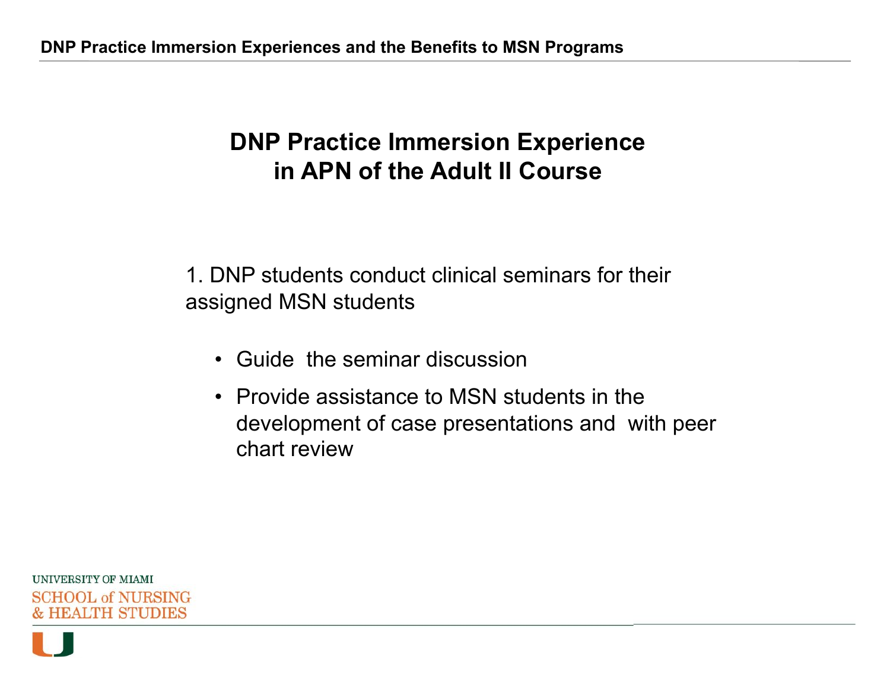# DNP Practice Immersion Experience in APN of the Adult II Course

1. DNP students conduct clinical seminars for their assigned MSN students

- Guide the seminar discussion
- Provide assistance to MSN students in the development of case presentations and with peer chart review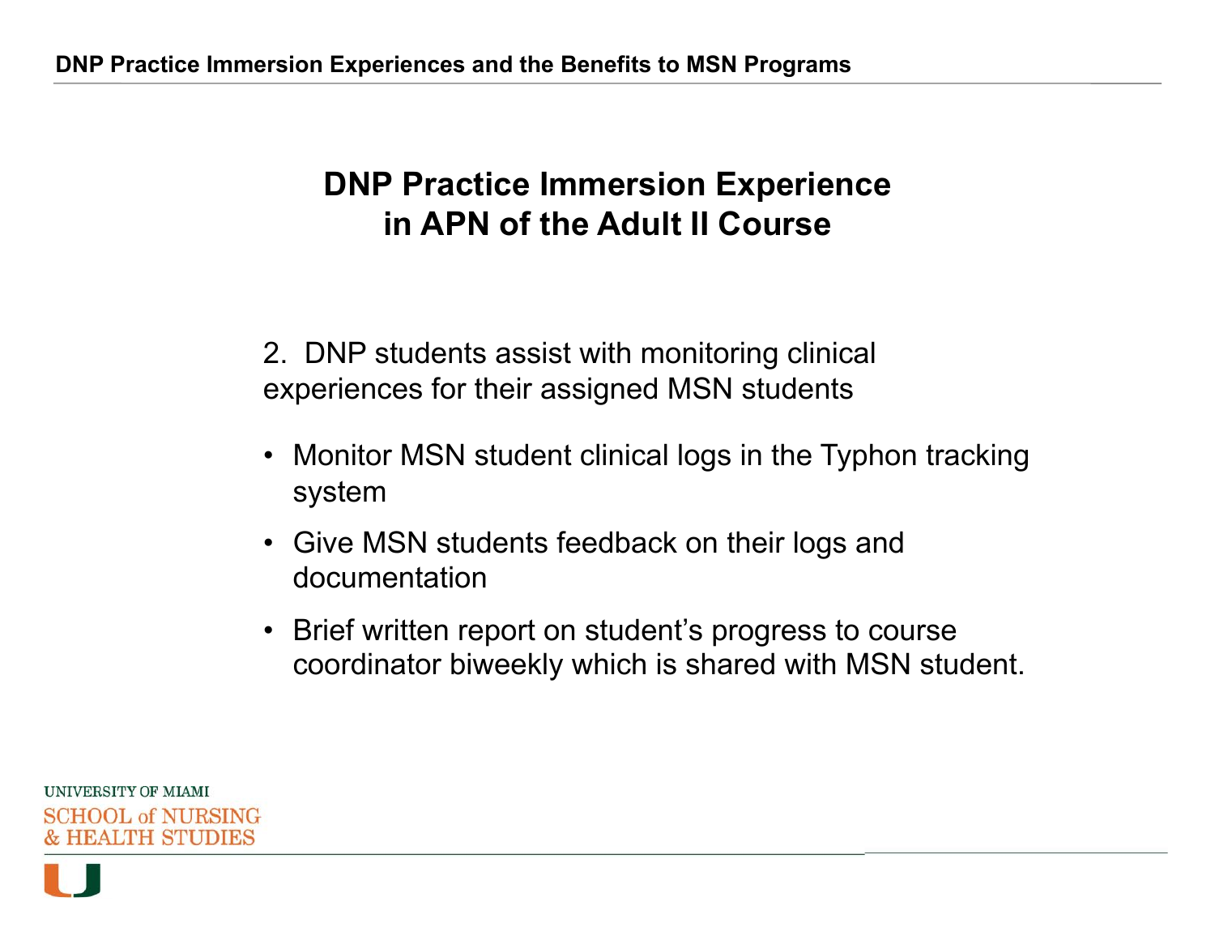## DNP Practice Immersion Experience in APN of the Adult II Course

2. DNP students assist with monitoring clinical experiences for their assigned MSN students

- Monitor MSN student clinical logs in the Typhon tracking system
- Give MSN students feedback on their logs and documentation
- Brief written report on student’s progress to course coordinator biweekly which is shared with MSN student.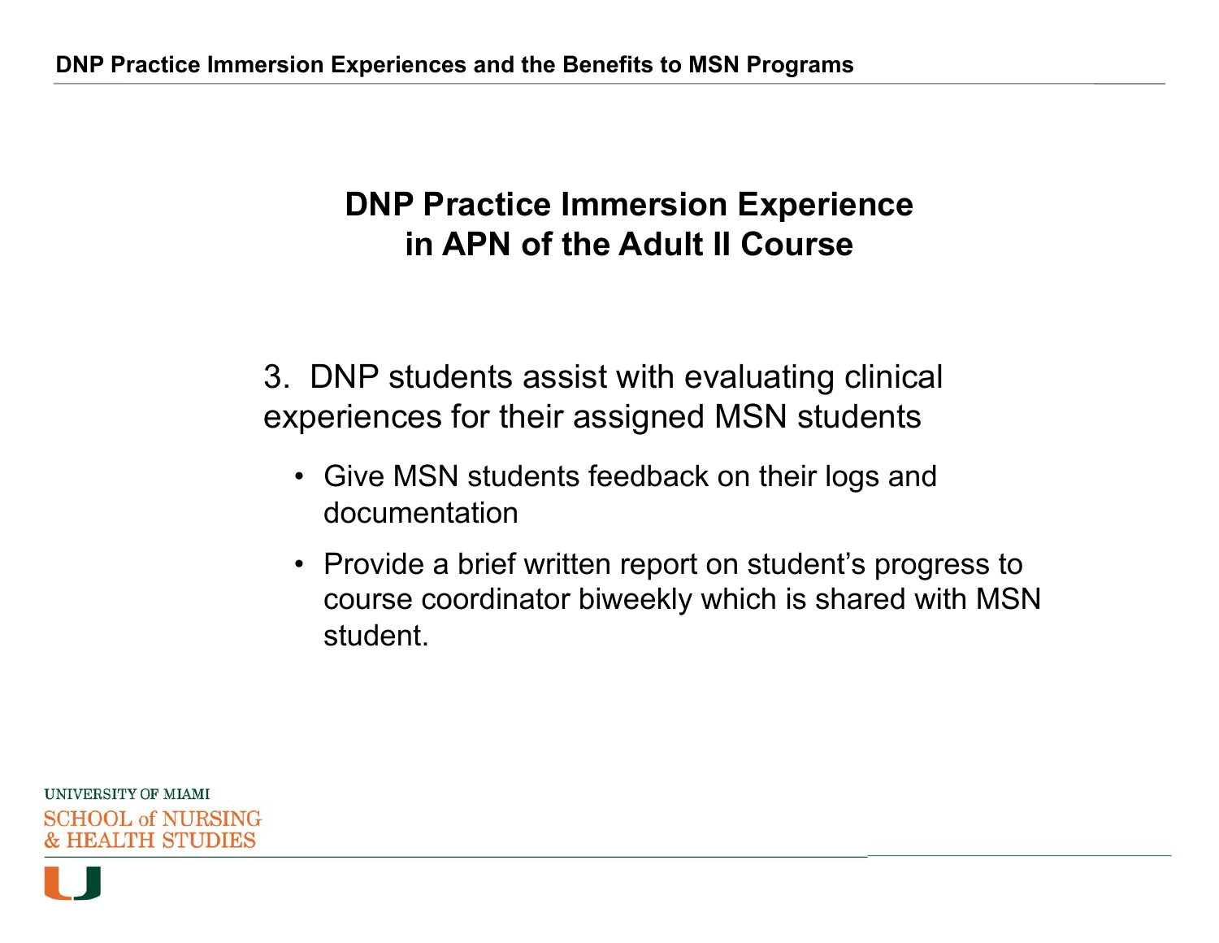## DNP Practice Immersion Experience in APN of the Adult II Course

3. DNP students assist with evaluating clinical experiences for their assigned MSN students

- Give MSN students feedback on their logs and documentation
- Provide a brief written report on student's progress to course coordinator biweekly which is shared with MSN student.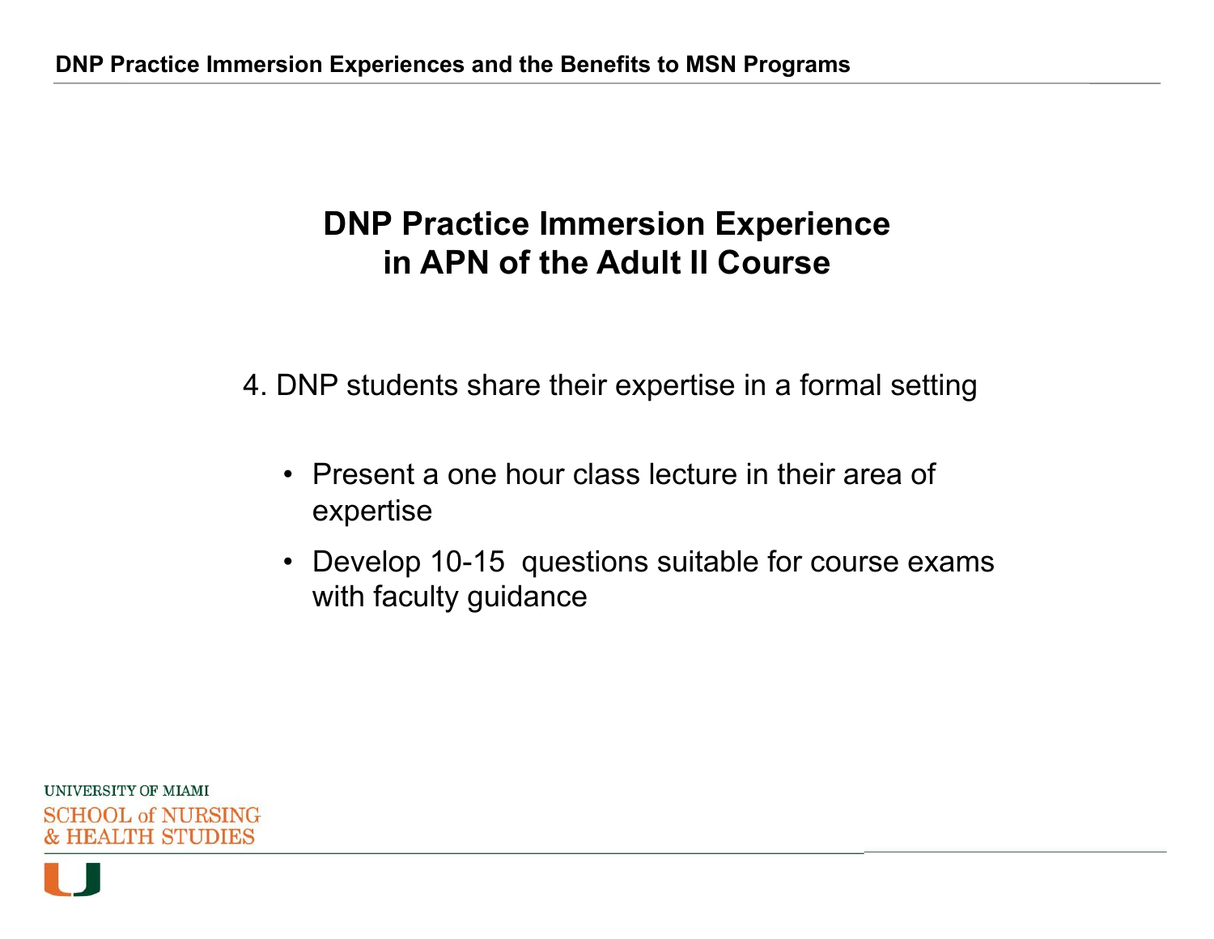# DNP Practice Immersion Experience in APN of the Adult II Course

4. DNP students share their expertise in a formal setting

- Present a one hour class lecture in their area of expertise
- Develop 10-15 questions suitable for course exams with faculty guidance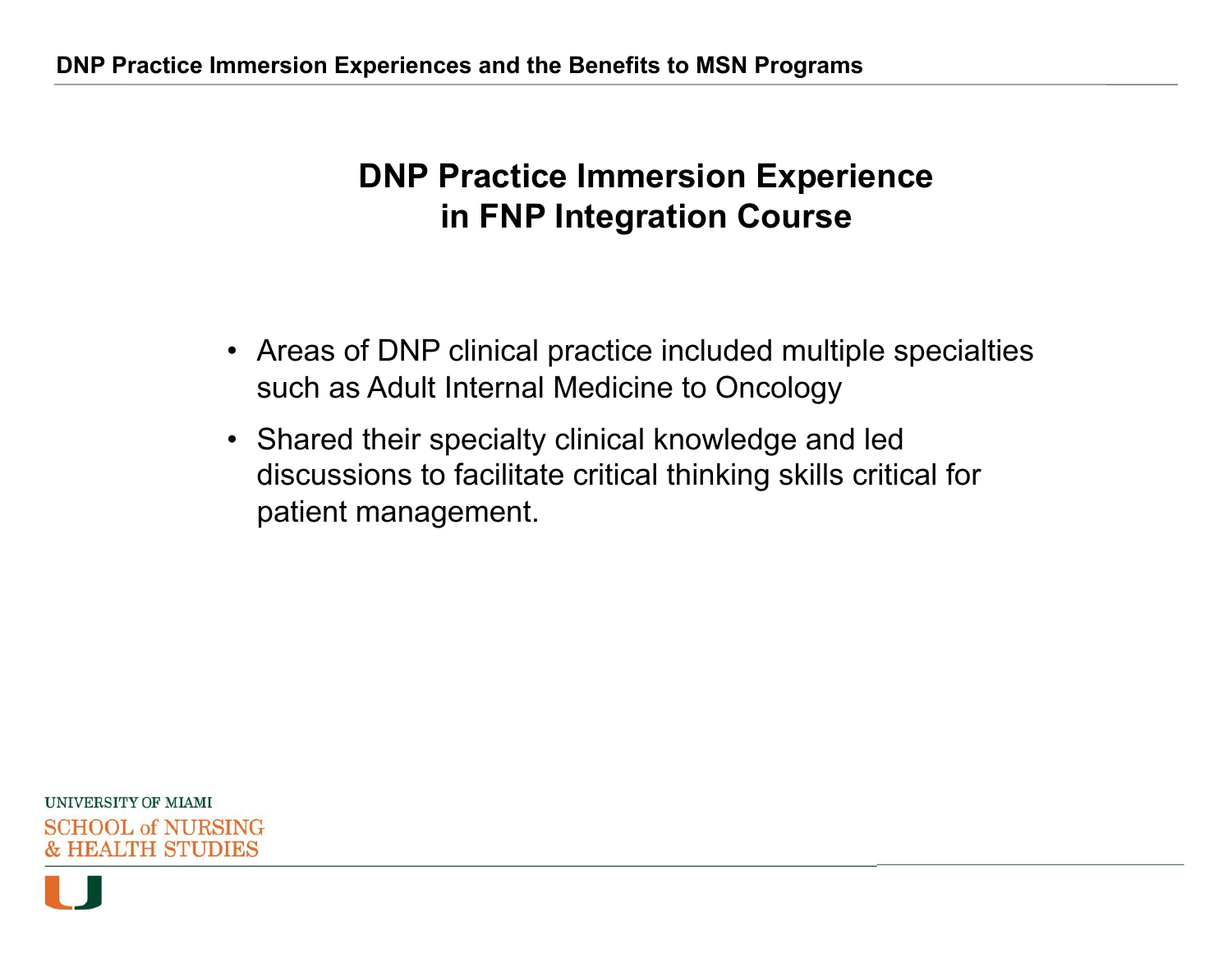## DNP Practice Immersion Experience in FNP Integration Course

- Areas of DNP clinical practice included multiple specialties such as Adult Internal Medicine to Oncology
- Shared their specialty clinical knowledge and led discussions to facilitate critical thinking skills critical for patient management.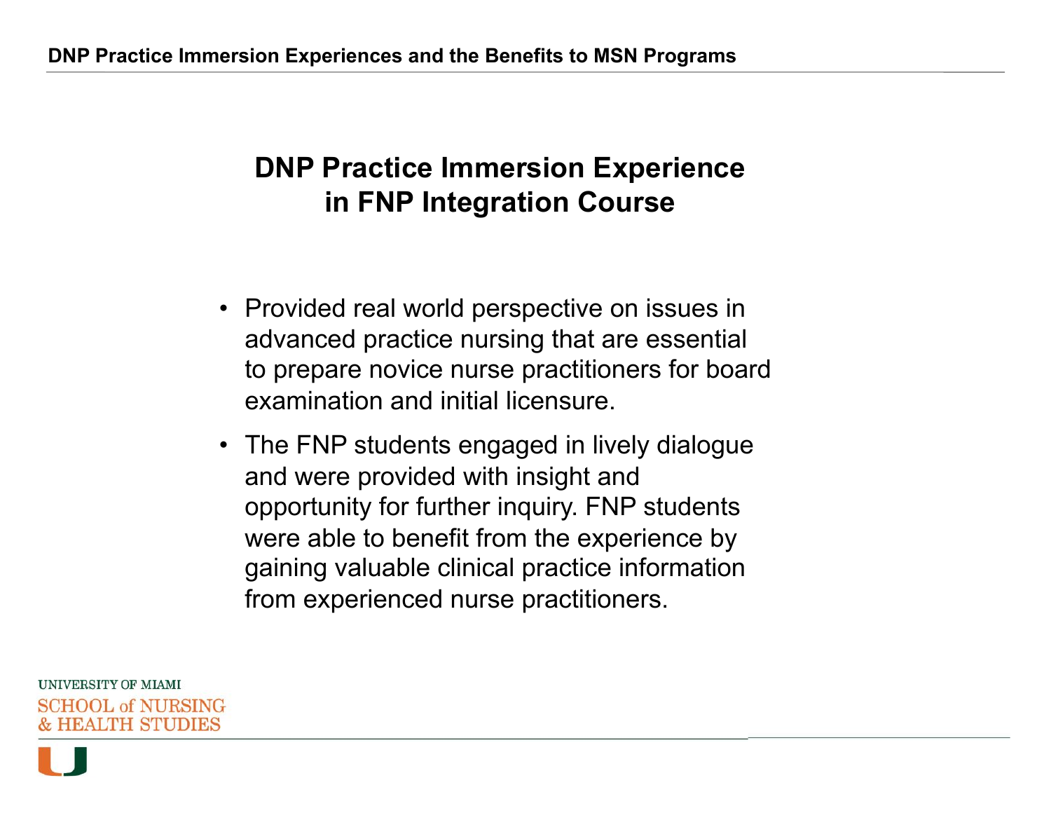## DNP Practice Immersion Experience in FNP Integration Course

- Provided real world perspective on issues in advanced practice nursing that are essential to prepare novice nurse practitioners for board examination and initial licensure.
- The FNP students engaged in lively dialogue and were provided with insight and opportunity for further inquiry. FNP students were able to benefit from the experience by gaining valuable clinical practice information from experienced nurse practitioners.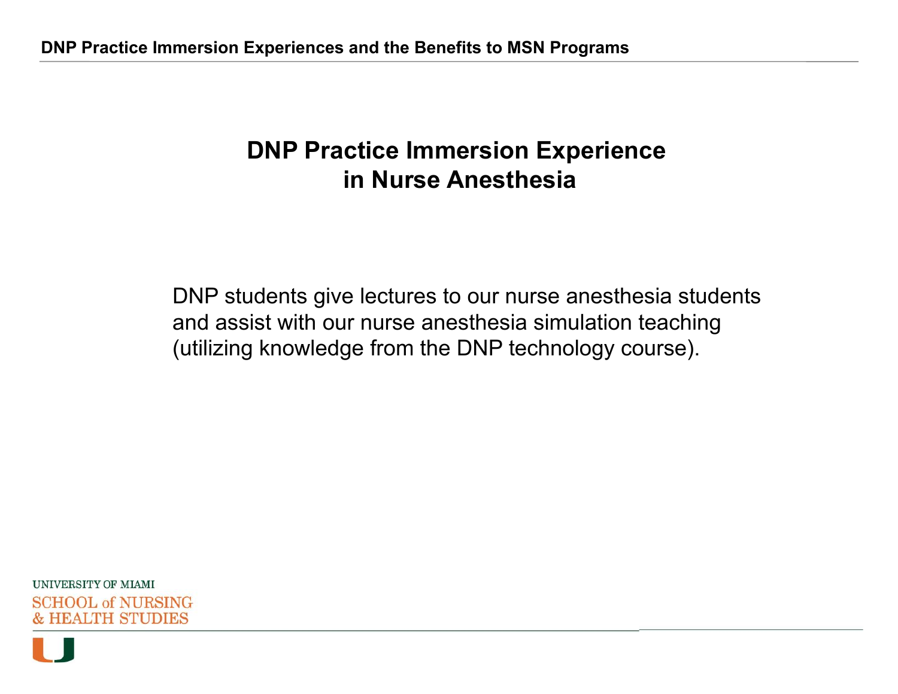## DNP Practice Immersion Experience in Nurse Anesthesia

DNP students give lectures to our nurse anesthesia students and assist with our nurse anesthesia simulation teaching (utilizing knowledge from the DNP technology course).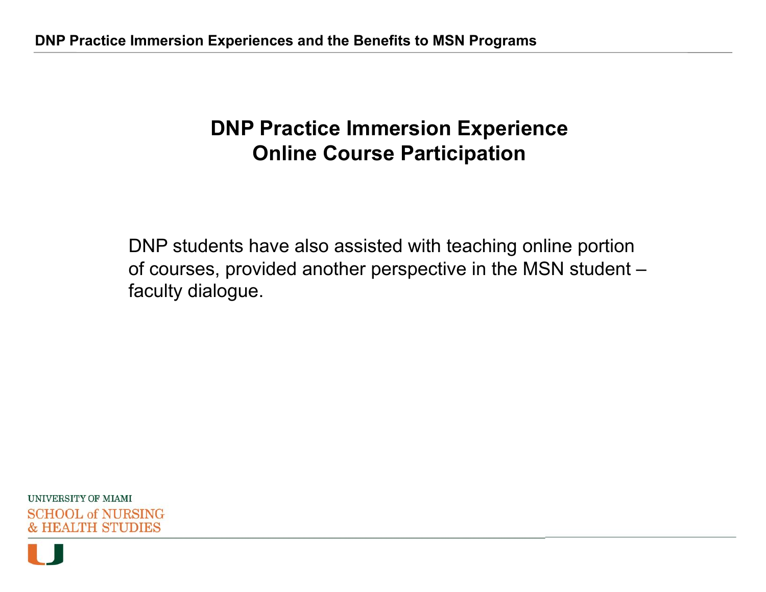# DNP Practice Immersion Experience
# Online Course Participation

DNP students have also assisted with teaching online portion of courses, provided another perspective in the MSN student – faculty dialogue.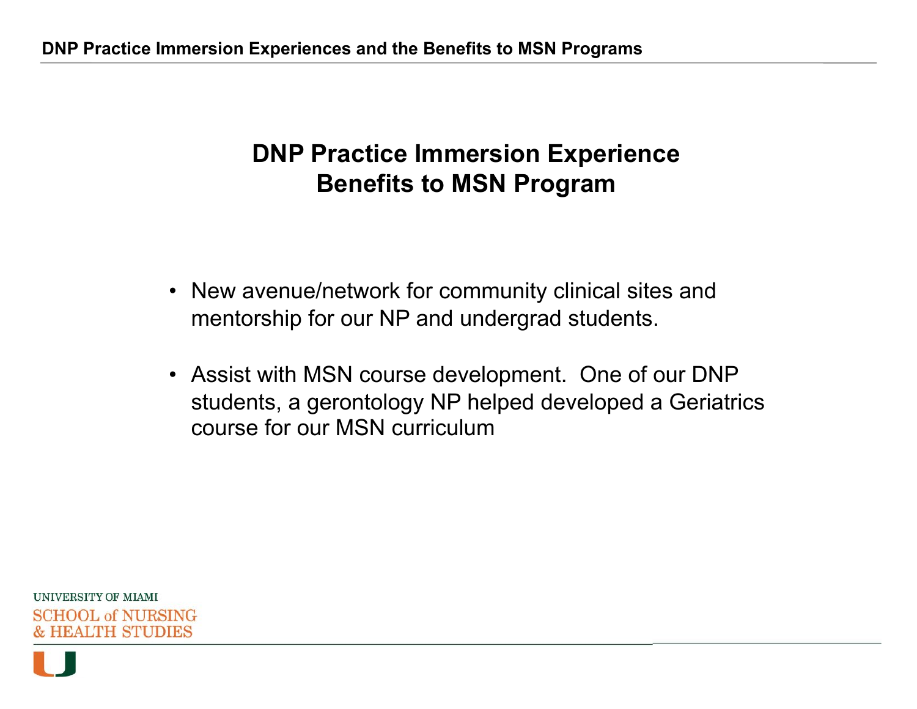## DNP Practice Immersion Experience Benefits to MSN Program

- New avenue/network for community clinical sites and mentorship for our NP and undergrad students.
- Assist with MSN course development. One of our DNP students, a gerontology NP helped developed a Geriatrics course for our MSN curriculum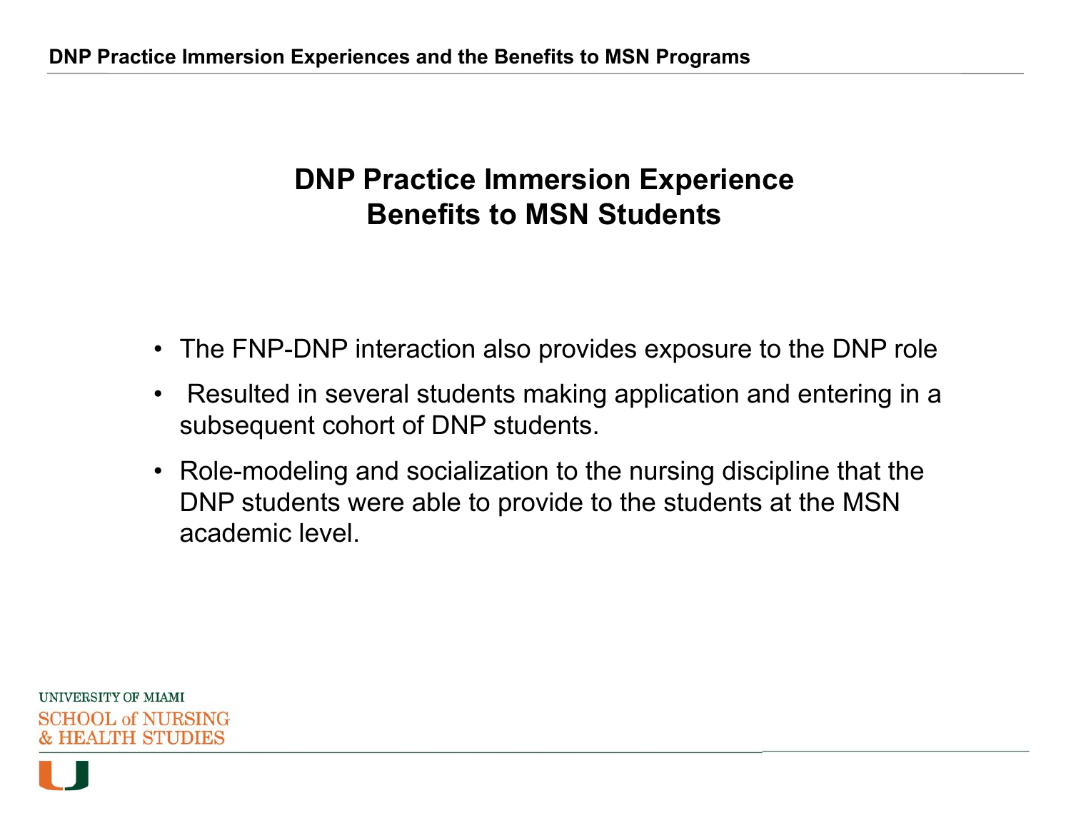## DNP Practice Immersion Experience Benefits to MSN Students

- The FNP-DNP interaction also provides exposure to the DNP role
- Resulted in several students making application and entering in a subsequent cohort of DNP students.
- Role-modeling and socialization to the nursing discipline that the DNP students were able to provide to the students at the MSN academic level.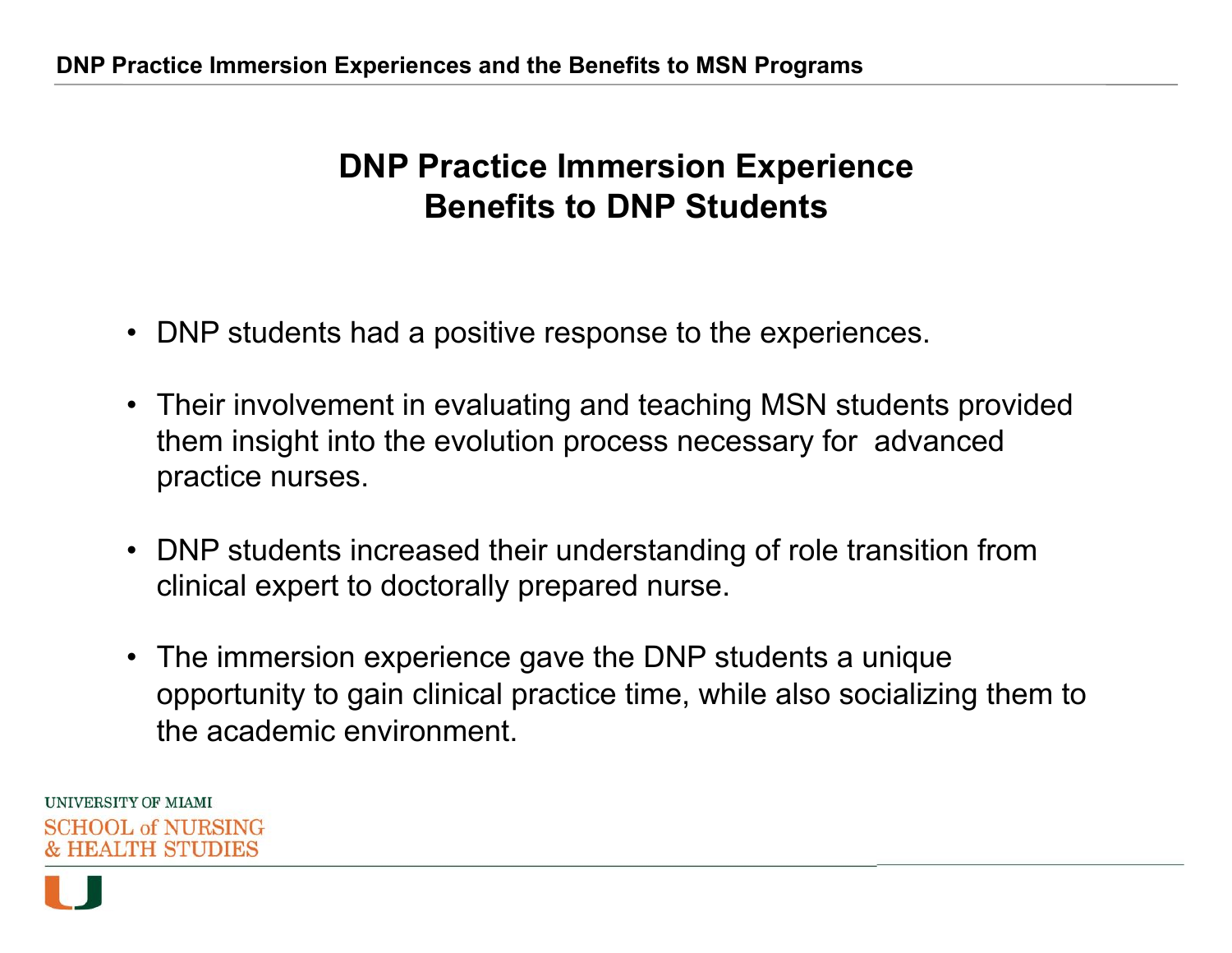# DNP Practice Immersion Experience Benefits to DNP Students

- DNP students had a positive response to the experiences.
- Their involvement in evaluating and teaching MSN students provided them insight into the evolution process necessary for advanced practice nurses.
- DNP students increased their understanding of role transition from clinical expert to doctorally prepared nurse.
- The immersion experience gave the DNP students a unique opportunity to gain clinical practice time, while also socializing them to the academic environment.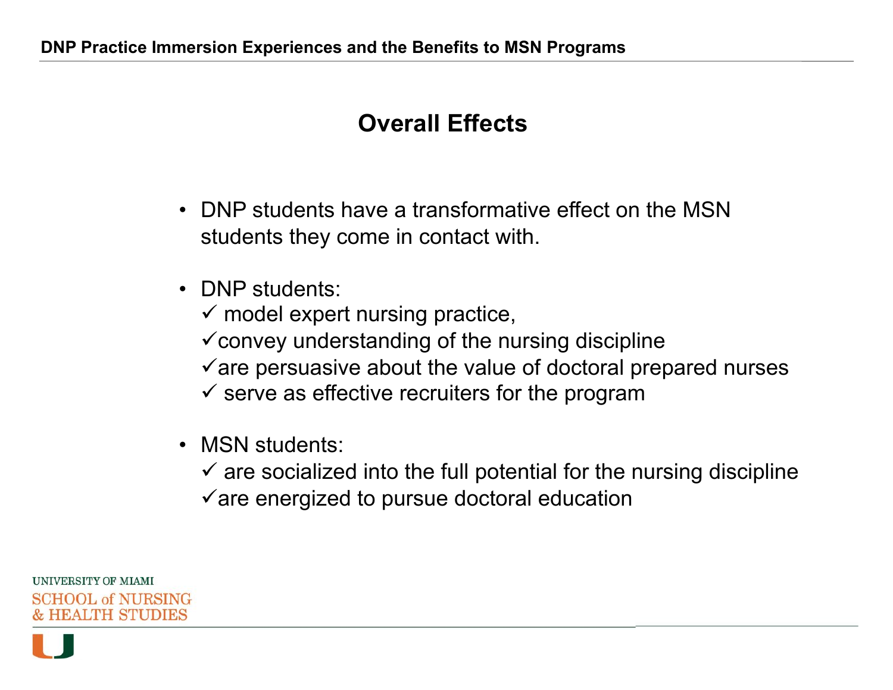## Overall Effects

- DNP students have a transformative effect on the MSN students they come in contact with.

- DNP students:
  - ✓ model expert nursing practice,
  - ✓ convey understanding of the nursing discipline
  - ✓ are persuasive about the value of doctoral prepared nurses
  - ✓ serve as effective recruiters for the program

- MSN students:
  - ✓ are socialized into the full potential for the nursing discipline
  - ✓ are energized to pursue doctoral education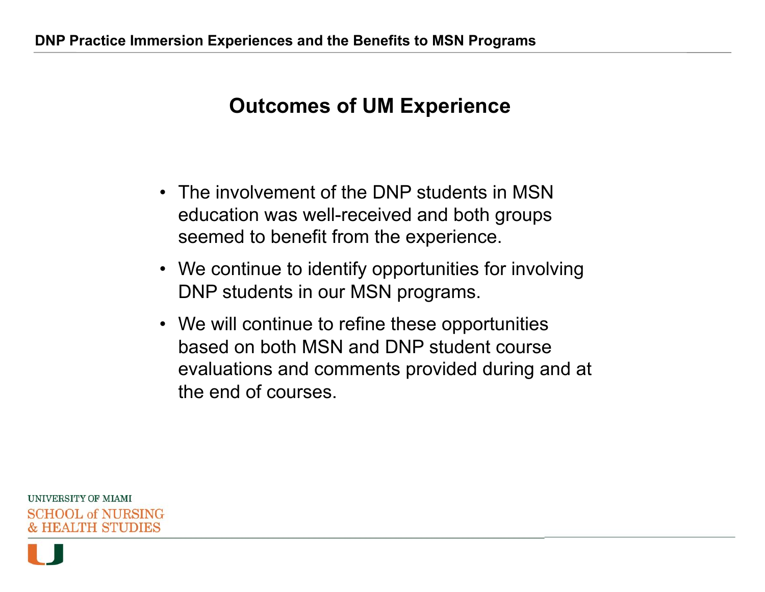## Outcomes of UM Experience

- The involvement of the DNP students in MSN education was well-received and both groups seemed to benefit from the experience.
- We continue to identify opportunities for involving DNP students in our MSN programs.
- We will continue to refine these opportunities based on both MSN and DNP student course evaluations and comments provided during and at the end of courses.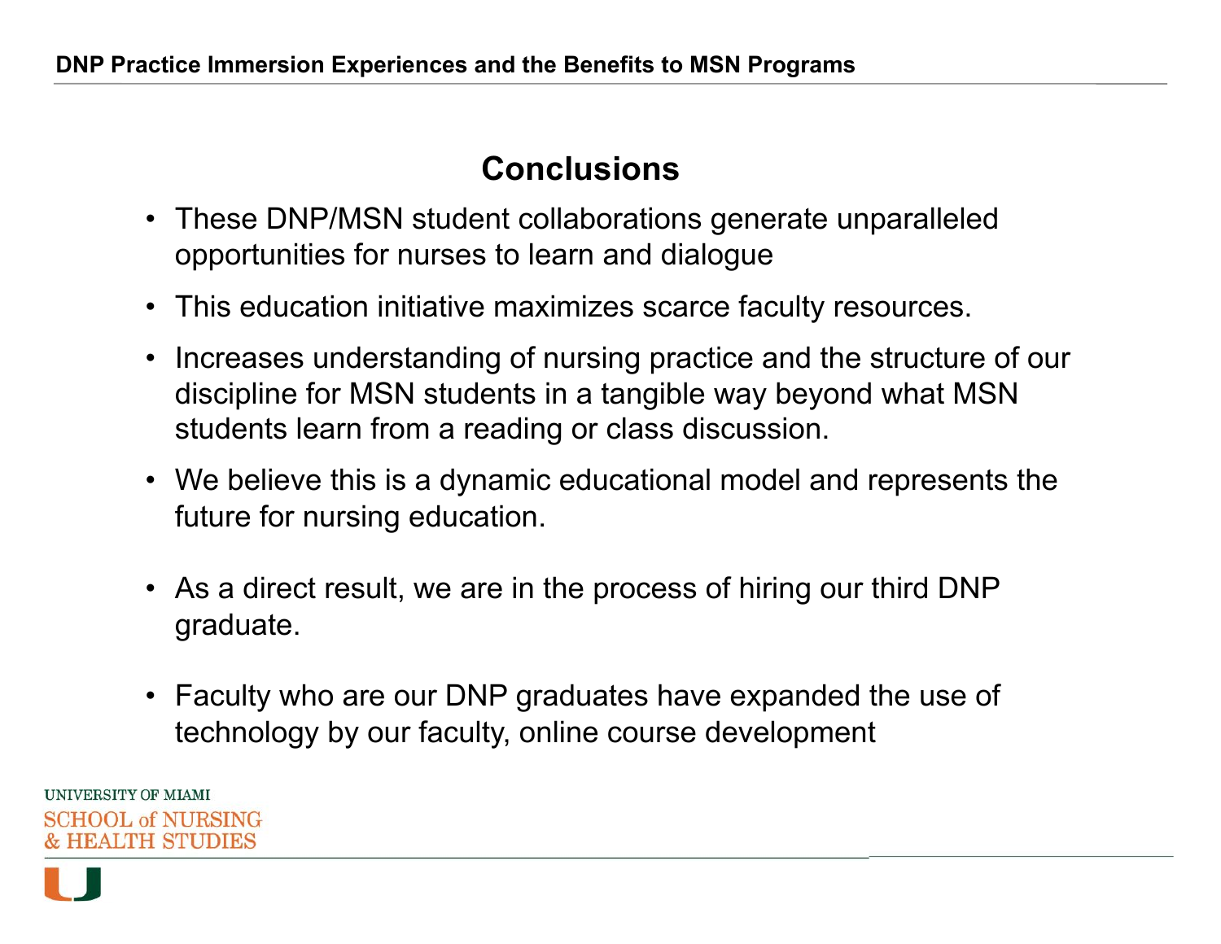## Conclusions

- These DNP/MSN student collaborations generate unparalleled opportunities for nurses to learn and dialogue
- This education initiative maximizes scarce faculty resources.
- Increases understanding of nursing practice and the structure of our discipline for MSN students in a tangible way beyond what MSN students learn from a reading or class discussion.
- We believe this is a dynamic educational model and represents the future for nursing education.
- As a direct result, we are in the process of hiring our third DNP graduate.
- Faculty who are our DNP graduates have expanded the use of technology by our faculty, online course development